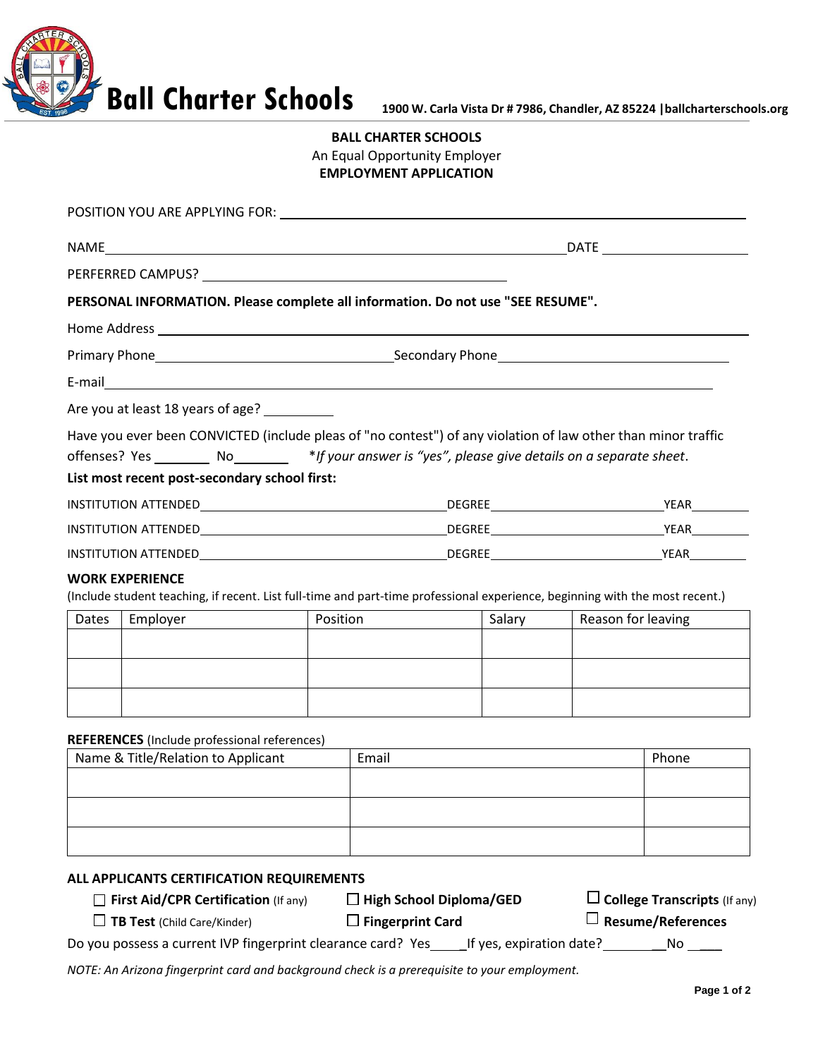**Ball Charter Schools** 1900 W. Carla Vista Dr # 7986, Chandler, AZ 85224 |ballcharterschools.org

**BALL CHARTER SCHOOLS**

An Equal Opportunity Employer

**EMPLOYMENT APPLICATION**

POSITION YOU ARE APPLYING FOR: ______________________________

NAME ______________________________ DATE ______________

PERFERRED CAMPUS? ______________________________

**PERSONAL INFORMATION. Please complete all information. Do not use "SEE RESUME".**

Home Address ______________________________

Primary Phone ______________________ Secondary Phone ______________________

E-mail ______________________________

Are you at least 18 years of age? __________

Have you ever been CONVICTED (include pleas of "no contest") of any violation of law other than minor traffic offenses? Yes ________ No________ **If your answer is "yes", please give details on a separate sheet.*

**List most recent post-secondary school first:**

INSTITUTION ATTENDED______________________ DEGREE______________________ YEAR________

INSTITUTION ATTENDED______________________ DEGREE______________________ YEAR________

INSTITUTION ATTENDED______________________ DEGREE______________________ YEAR________

**WORK EXPERIENCE**

(Include student teaching, if recent. List full-time and part-time professional experience, beginning with the most recent.)

| Dates | Employer | Position | Salary | Reason for leaving |
|---|---|---|---|---|
| | | | | |
| | | | | |
| | | | | |

**REFERENCES** (Include professional references)

| Name & Title/Relation to Applicant | Email | Phone |
|---|---|---|
| | | |
| | | |
| | | |

**ALL APPLICANTS CERTIFICATION REQUIREMENTS**

- ☐ **First Aid/CPR Certification** (If any)
- ☐ **High School Diploma/GED**
- ☐ **College Transcripts** (If any)
- ☐ **TB Test** (Child Care/Kinder)
- ☐ **Fingerprint Card**
- ☐ **Resume/References**

Do you possess a current IVP fingerprint clearance card? Yes_____ If yes, expiration date?__________ No ____

*NOTE: An Arizona fingerprint card and background check is a prerequisite to your employment.*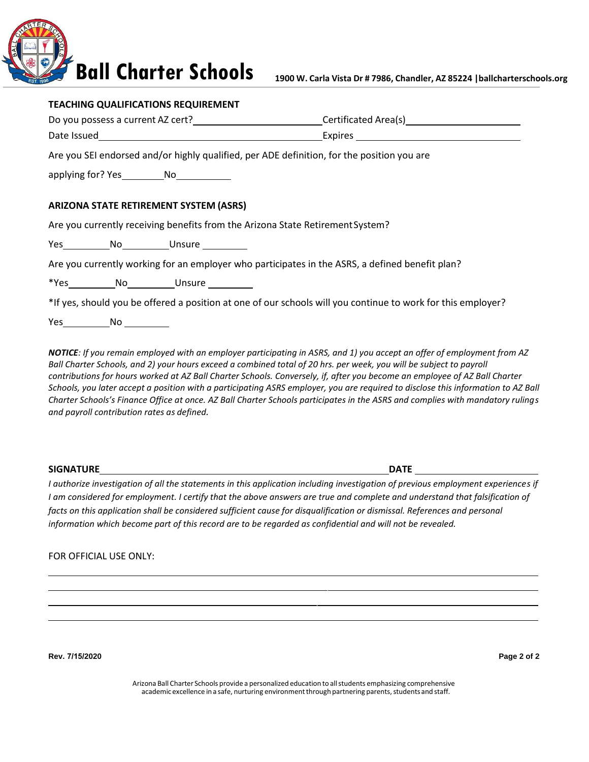**Ball Charter Schools** 1900 W. Carla Vista Dr # 7986, Chandler, AZ 85224 |ballcharterschools.org

## TEACHING QUALIFICATIONS REQUIREMENT

Do you possess a current AZ cert?________________________ Certificated Area(s)______________________

Date Issued____________________________________________ Expires ______________________________

Are you SEI endorsed and/or highly qualified, per ADE definition, for the position you are applying for? Yes________ No__________

## ARIZONA STATE RETIREMENT SYSTEM (ASRS)

Are you currently receiving benefits from the Arizona State Retirement System?

Yes__________ No__________ Unsure _________

Are you currently working for an employer who participates in the ASRS, a defined benefit plan?

*Yes_________ No_________ Unsure _________

*If yes, should you be offered a position at one of our schools will you continue to work for this employer?

Yes__________ No _________

***NOTICE****: If you remain employed with an employer participating in ASRS, and 1) you accept an offer of employment from AZ Ball Charter Schools, and 2) your hours exceed a combined total of 20 hrs. per week, you will be subject to payroll contributions for hours worked at AZ Ball Charter Schools. Conversely, if, after you become an employee of AZ Ball Charter Schools, you later accept a position with a participating ASRS employer, you are required to disclose this information to AZ Ball Charter Schools's Finance Office at once. AZ Ball Charter Schools participates in the ASRS and complies with mandatory rulings and payroll contribution rates as defined.*

**SIGNATURE**__________________________________________________________ **DATE** ________________________

*I authorize investigation of all the statements in this application including investigation of previous employment experiences if I am considered for employment. I certify that the above answers are true and complete and understand that falsification of facts on this application shall be considered sufficient cause for disqualification or dismissal. References and personal information which become part of this record are to be regarded as confidential and will not be revealed.*

FOR OFFICIAL USE ONLY:

Rev. 7/15/2020

Arizona Ball Charter Schools provide a personalized education to all students emphasizing comprehensive academic excellence in a safe, nurturing environment through partnering parents, students and staff.